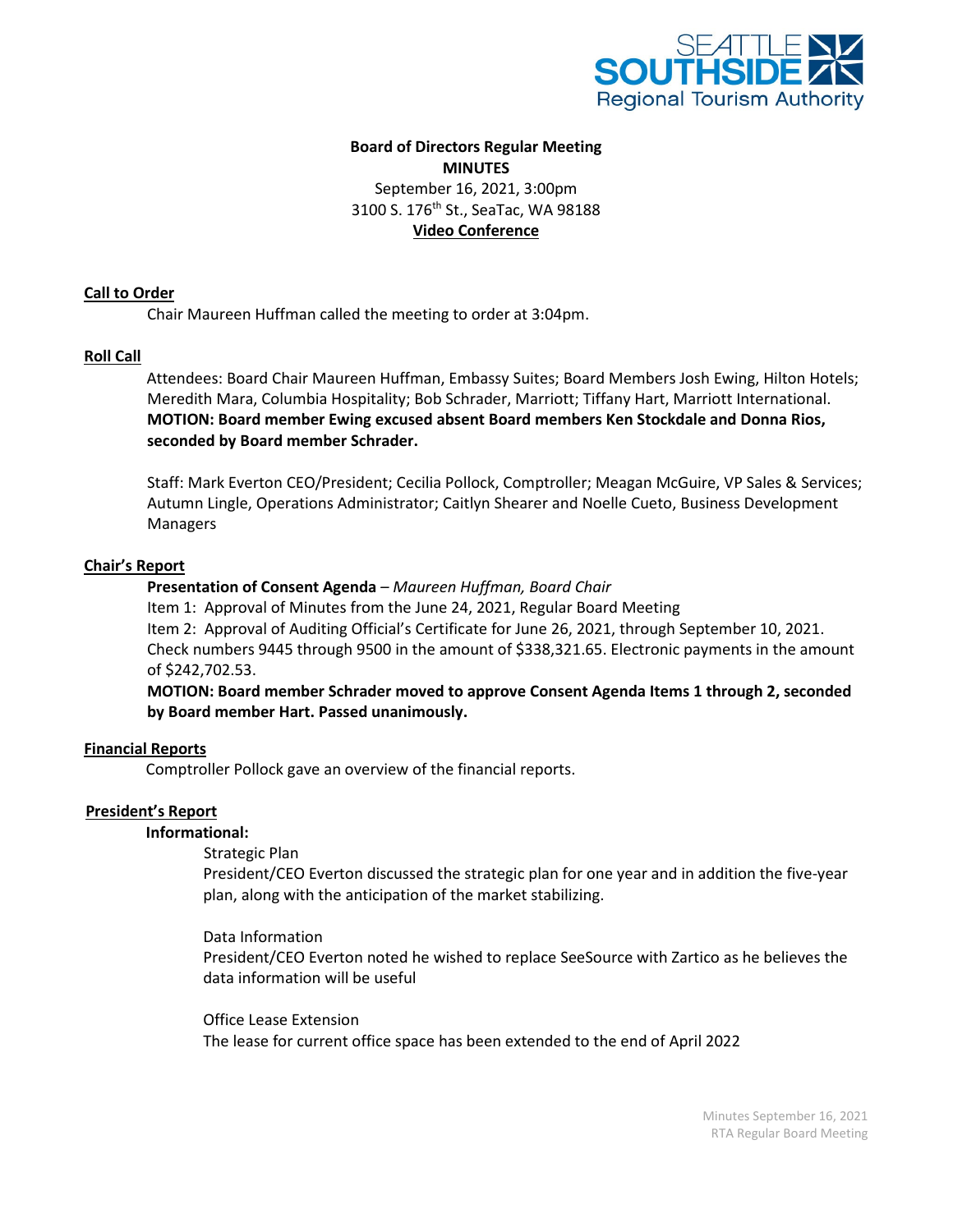**Board of Directors Regular Meeting**
**MINUTES**
September 16, 2021, 3:00pm
3100 S. 176th St., SeaTac, WA 98188
**Video Conference**

## Call to Order

Chair Maureen Huffman called the meeting to order at 3:04pm.

## Roll Call

Attendees: Board Chair Maureen Huffman, Embassy Suites; Board Members Josh Ewing, Hilton Hotels; Meredith Mara, Columbia Hospitality; Bob Schrader, Marriott; Tiffany Hart, Marriott International.
**MOTION: Board member Ewing excused absent Board members Ken Stockdale and Donna Rios, seconded by Board member Schrader.**

Staff: Mark Everton CEO/President; Cecilia Pollock, Comptroller; Meagan McGuire, VP Sales & Services; Autumn Lingle, Operations Administrator; Caitlyn Shearer and Noelle Cueto, Business Development Managers

## Chair's Report

**Presentation of Consent Agenda** – *Maureen Huffman, Board Chair*
Item 1: Approval of Minutes from the June 24, 2021, Regular Board Meeting
Item 2: Approval of Auditing Official's Certificate for June 26, 2021, through September 10, 2021. Check numbers 9445 through 9500 in the amount of $338,321.65. Electronic payments in the amount of $242,702.53.
**MOTION: Board member Schrader moved to approve Consent Agenda Items 1 through 2, seconded by Board member Hart. Passed unanimously.**

## Financial Reports

Comptroller Pollock gave an overview of the financial reports.

## President's Report

**Informational:**

Strategic Plan
President/CEO Everton discussed the strategic plan for one year and in addition the five-year plan, along with the anticipation of the market stabilizing.

Data Information
President/CEO Everton noted he wished to replace SeeSource with Zartico as he believes the data information will be useful

Office Lease Extension
The lease for current office space has been extended to the end of April 2022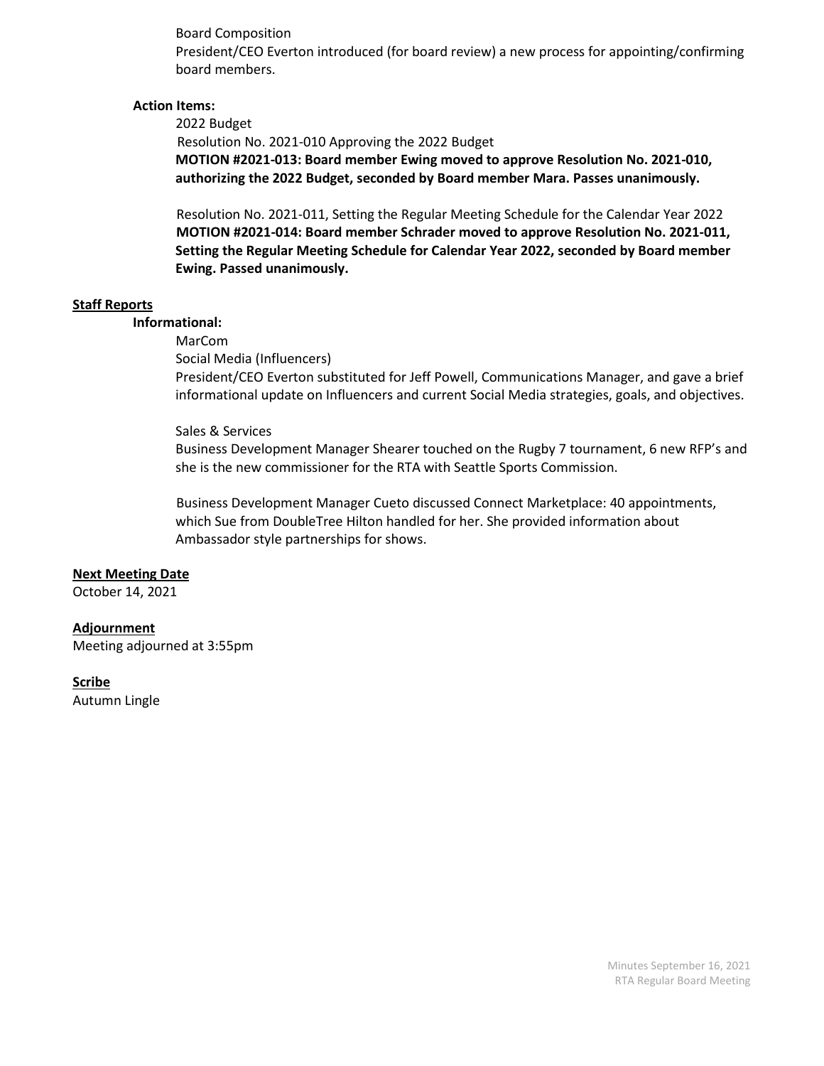Board Composition

President/CEO Everton introduced (for board review) a new process for appointing/confirming board members.

**Action Items:**

2022 Budget

Resolution No. 2021-010 Approving the 2022 Budget

**MOTION #2021-013: Board member Ewing moved to approve Resolution No. 2021-010, authorizing the 2022 Budget, seconded by Board member Mara. Passes unanimously.**

Resolution No. 2021-011, Setting the Regular Meeting Schedule for the Calendar Year 2022

**MOTION #2021-014: Board member Schrader moved to approve Resolution No. 2021-011, Setting the Regular Meeting Schedule for Calendar Year 2022, seconded by Board member Ewing. Passed unanimously.**

## Staff Reports

**Informational:**

MarCom

Social Media (Influencers)

President/CEO Everton substituted for Jeff Powell, Communications Manager, and gave a brief informational update on Influencers and current Social Media strategies, goals, and objectives.

Sales & Services

Business Development Manager Shearer touched on the Rugby 7 tournament, 6 new RFP's and she is the new commissioner for the RTA with Seattle Sports Commission.

Business Development Manager Cueto discussed Connect Marketplace: 40 appointments, which Sue from DoubleTree Hilton handled for her. She provided information about Ambassador style partnerships for shows.

## Next Meeting Date

October 14, 2021

## Adjournment

Meeting adjourned at 3:55pm

## Scribe

Autumn Lingle